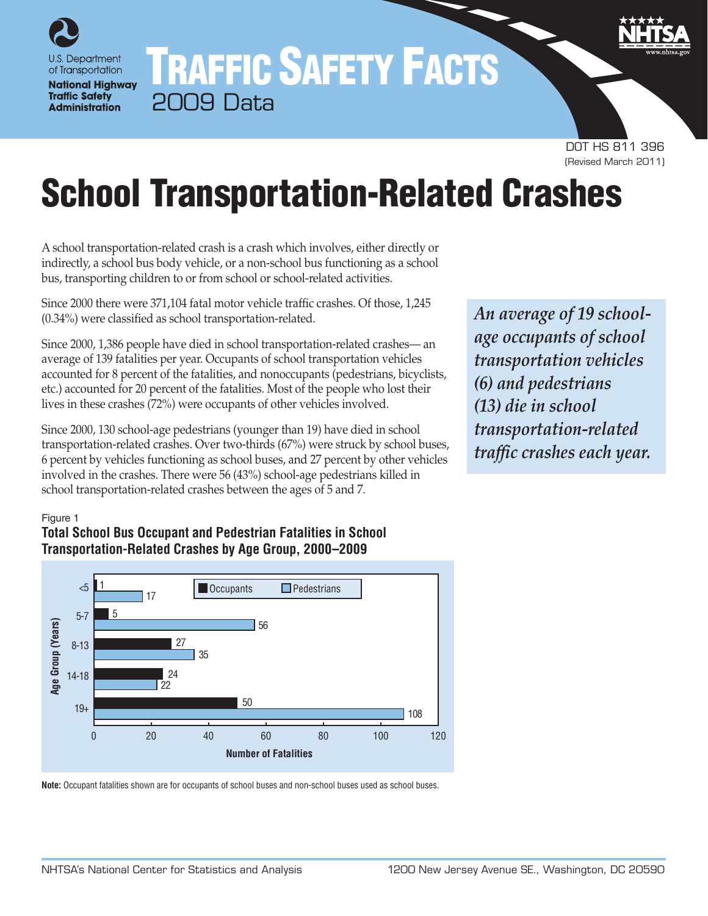U.S. Department of Transportation

National Highway Traffic Safety Administration

# TRAFFIC SAFETY FACTS

2009 Data

DOT HS 811 396
(Revised March 2011)

# School Transportation-Related Crashes

A school transportation-related crash is a crash which involves, either directly or indirectly, a school bus body vehicle, or a non-school bus functioning as a school bus, transporting children to or from school or school-related activities.

Since 2000 there were 371,104 fatal motor vehicle traffic crashes. Of those, 1,245 (0.34%) were classified as school transportation-related.

Since 2000, 1,386 people have died in school transportation-related crashes— an average of 139 fatalities per year. Occupants of school transportation vehicles accounted for 8 percent of the fatalities, and nonoccupants (pedestrians, bicyclists, etc.) accounted for 20 percent of the fatalities. Most of the people who lost their lives in these crashes (72%) were occupants of other vehicles involved.

Since 2000, 130 school-age pedestrians (younger than 19) have died in school transportation-related crashes. Over two-thirds (67%) were struck by school buses, 6 percent by vehicles functioning as school buses, and 27 percent by other vehicles involved in the crashes. There were 56 (43%) school-age pedestrians killed in school transportation-related crashes between the ages of 5 and 7.

*An average of 19 school-age occupants of school transportation vehicles (6) and pedestrians (13) die in school transportation-related traffic crashes each year.*

Figure 1
**Total School Bus Occupant and Pedestrian Fatalities in School Transportation-Related Crashes by Age Group, 2000–2009**

| Age Group (Years) | Occupants | Pedestrians |
|---|---|---|
| <5 | 1 | 17 |
| 5-7 | 5 | 56 |
| 8-13 | 27 | 35 |
| 14-18 | 24 | 22 |
| 19+ | 50 | 108 |

Number of Fatalities

**Note:** Occupant fatalities shown are for occupants of school buses and non-school buses used as school buses.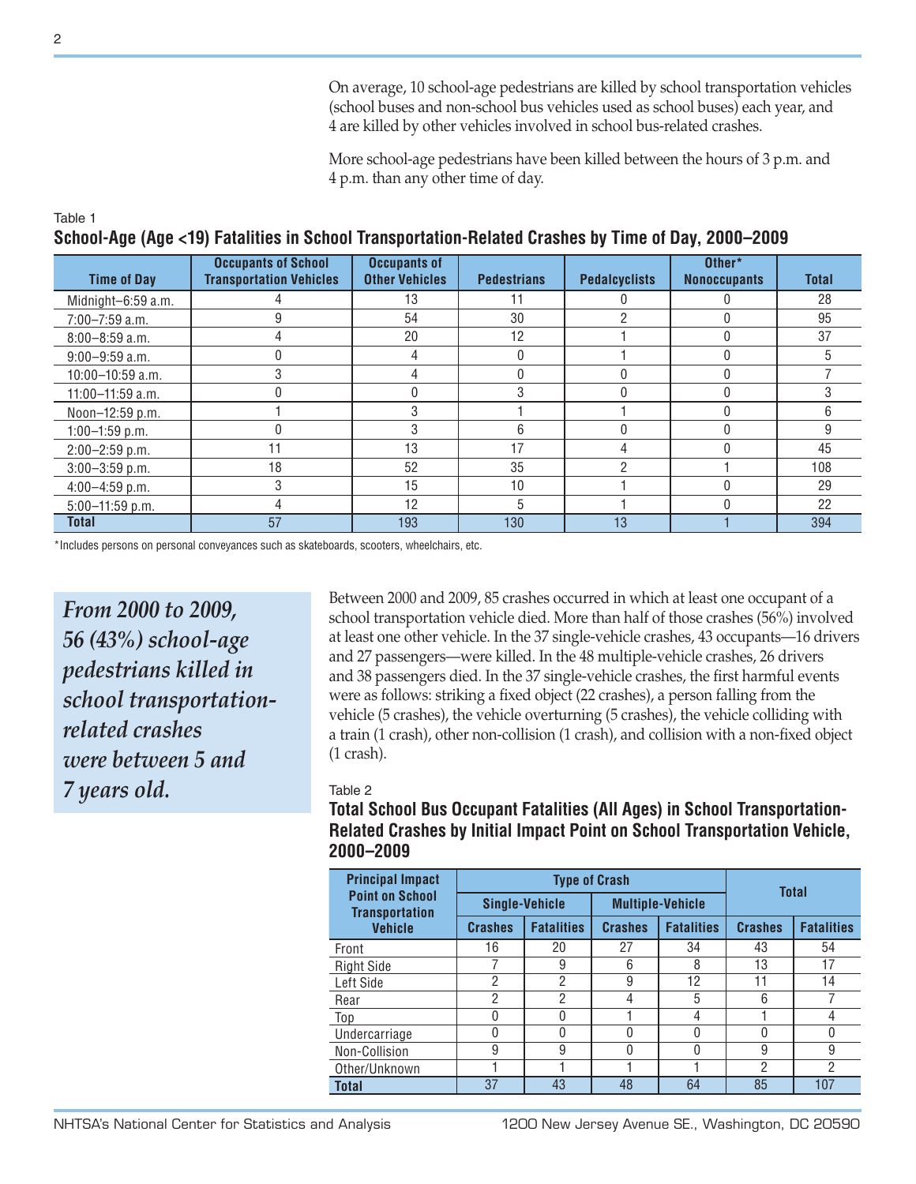On average, 10 school-age pedestrians are killed by school transportation vehicles (school buses and non-school bus vehicles used as school buses) each year, and 4 are killed by other vehicles involved in school bus-related crashes.

More school-age pedestrians have been killed between the hours of 3 p.m. and 4 p.m. than any other time of day.

Table 1

**School-Age (Age <19) Fatalities in School Transportation-Related Crashes by Time of Day, 2000–2009**

| Time of Day | Occupants of School Transportation Vehicles | Occupants of Other Vehicles | Pedestrians | Pedalcyclists | Other* Nonoccupants | Total |
|---|---|---|---|---|---|---|
| Midnight–6:59 a.m. | 4 | 13 | 11 | 0 | 0 | 28 |
| 7:00–7:59 a.m. | 9 | 54 | 30 | 2 | 0 | 95 |
| 8:00–8:59 a.m. | 4 | 20 | 12 | 1 | 0 | 37 |
| 9:00–9:59 a.m. | 0 | 4 | 0 | 1 | 0 | 5 |
| 10:00–10:59 a.m. | 3 | 4 | 0 | 0 | 0 | 7 |
| 11:00–11:59 a.m. | 0 | 0 | 3 | 0 | 0 | 3 |
| Noon–12:59 p.m. | 1 | 3 | 1 | 1 | 0 | 6 |
| 1:00–1:59 p.m. | 0 | 3 | 6 | 0 | 0 | 9 |
| 2:00–2:59 p.m. | 11 | 13 | 17 | 4 | 0 | 45 |
| 3:00–3:59 p.m. | 18 | 52 | 35 | 2 | 1 | 108 |
| 4:00–4:59 p.m. | 3 | 15 | 10 | 1 | 0 | 29 |
| 5:00–11:59 p.m. | 4 | 12 | 5 | 1 | 0 | 22 |
| **Total** | 57 | 193 | 130 | 13 | 1 | 394 |

*Includes persons on personal conveyances such as skateboards, scooters, wheelchairs, etc.

*From 2000 to 2009, 56 (43%) school-age pedestrians killed in school transportation-related crashes were between 5 and 7 years old.*

Between 2000 and 2009, 85 crashes occurred in which at least one occupant of a school transportation vehicle died. More than half of those crashes (56%) involved at least one other vehicle. In the 37 single-vehicle crashes, 43 occupants—16 drivers and 27 passengers—were killed. In the 48 multiple-vehicle crashes, 26 drivers and 38 passengers died. In the 37 single-vehicle crashes, the first harmful events were as follows: striking a fixed object (22 crashes), a person falling from the vehicle (5 crashes), the vehicle overturning (5 crashes), the vehicle colliding with a train (1 crash), other non-collision (1 crash), and collision with a non-fixed object (1 crash).

Table 2

**Total School Bus Occupant Fatalities (All Ages) in School Transportation-Related Crashes by Initial Impact Point on School Transportation Vehicle, 2000–2009**

| Principal Impact Point on School Transportation Vehicle | Type of Crash | | | | Total | |
|---|---|---|---|---|---|---|
| | Single-Vehicle | | Multiple-Vehicle | | | |
| | Crashes | Fatalities | Crashes | Fatalities | Crashes | Fatalities |
| Front | 16 | 20 | 27 | 34 | 43 | 54 |
| Right Side | 7 | 9 | 6 | 8 | 13 | 17 |
| Left Side | 2 | 2 | 9 | 12 | 11 | 14 |
| Rear | 2 | 2 | 4 | 5 | 6 | 7 |
| Top | 0 | 0 | 1 | 4 | 1 | 4 |
| Undercarriage | 0 | 0 | 0 | 0 | 0 | 0 |
| Non-Collision | 9 | 9 | 0 | 0 | 9 | 9 |
| Other/Unknown | 1 | 1 | 1 | 1 | 2 | 2 |
| **Total** | 37 | 43 | 48 | 64 | 85 | 107 |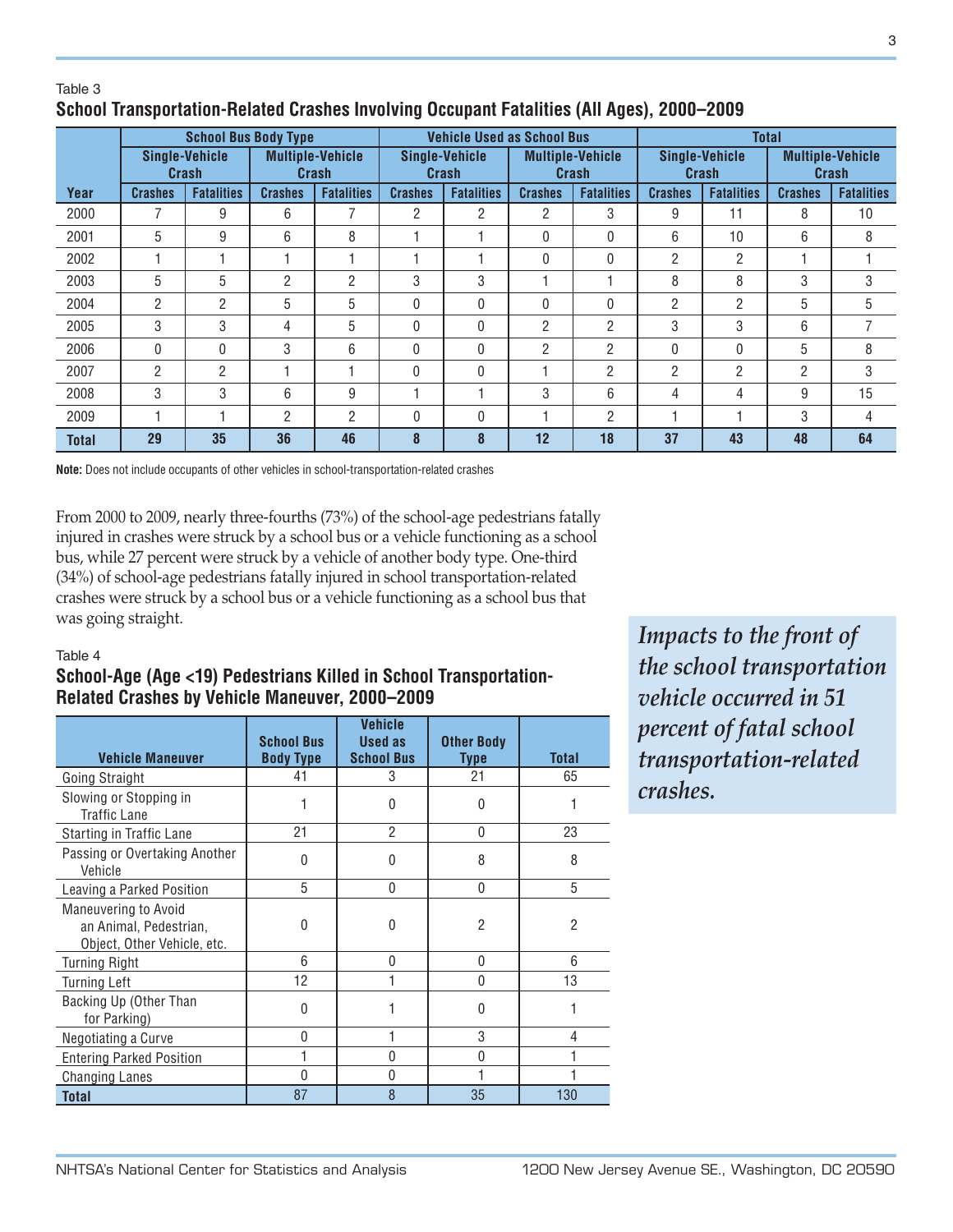Table 3

**School Transportation-Related Crashes Involving Occupant Fatalities (All Ages), 2000–2009**

| | School Bus Body Type | | | | Vehicle Used as School Bus | | | | Total | | | |
|---|---|---|---|---|---|---|---|---|---|---|---|---|
| | Single-Vehicle Crash | | Multiple-Vehicle Crash | | Single-Vehicle Crash | | Multiple-Vehicle Crash | | Single-Vehicle Crash | | Multiple-Vehicle Crash | |
| **Year** | **Crashes** | **Fatalities** | **Crashes** | **Fatalities** | **Crashes** | **Fatalities** | **Crashes** | **Fatalities** | **Crashes** | **Fatalities** | **Crashes** | **Fatalities** |
| 2000 | 7 | 9 | 6 | 7 | 2 | 2 | 2 | 3 | 9 | 11 | 8 | 10 |
| 2001 | 5 | 9 | 6 | 8 | 1 | 1 | 0 | 0 | 6 | 10 | 6 | 8 |
| 2002 | 1 | 1 | 1 | 1 | 1 | 1 | 0 | 0 | 2 | 2 | 1 | 1 |
| 2003 | 5 | 5 | 2 | 2 | 3 | 3 | 1 | 1 | 8 | 8 | 3 | 3 |
| 2004 | 2 | 2 | 5 | 5 | 0 | 0 | 0 | 0 | 2 | 2 | 5 | 5 |
| 2005 | 3 | 3 | 4 | 5 | 0 | 0 | 2 | 2 | 3 | 3 | 6 | 7 |
| 2006 | 0 | 0 | 3 | 6 | 0 | 0 | 2 | 2 | 0 | 0 | 5 | 8 |
| 2007 | 2 | 2 | 1 | 1 | 0 | 0 | 1 | 2 | 2 | 2 | 2 | 3 |
| 2008 | 3 | 3 | 6 | 9 | 1 | 1 | 3 | 6 | 4 | 4 | 9 | 15 |
| 2009 | 1 | 1 | 2 | 2 | 0 | 0 | 1 | 2 | 1 | 1 | 3 | 4 |
| **Total** | **29** | **35** | **36** | **46** | **8** | **8** | **12** | **18** | **37** | **43** | **48** | **64** |

**Note:** Does not include occupants of other vehicles in school-transportation-related crashes

From 2000 to 2009, nearly three-fourths (73%) of the school-age pedestrians fatally injured in crashes were struck by a school bus or a vehicle functioning as a school bus, while 27 percent were struck by a vehicle of another body type. One-third (34%) of school-age pedestrians fatally injured in school transportation-related crashes were struck by a school bus or a vehicle functioning as a school bus that was going straight.

*Impacts to the front of the school transportation vehicle occurred in 51 percent of fatal school transportation-related crashes.*

Table 4

**School-Age (Age <19) Pedestrians Killed in School Transportation-Related Crashes by Vehicle Maneuver, 2000–2009**

| Vehicle Maneuver | School Bus Body Type | Vehicle Used as School Bus | Other Body Type | Total |
|---|---|---|---|---|
| Going Straight | 41 | 3 | 21 | 65 |
| Slowing or Stopping in Traffic Lane | 1 | 0 | 0 | 1 |
| Starting in Traffic Lane | 21 | 2 | 0 | 23 |
| Passing or Overtaking Another Vehicle | 0 | 0 | 8 | 8 |
| Leaving a Parked Position | 5 | 0 | 0 | 5 |
| Maneuvering to Avoid an Animal, Pedestrian, Object, Other Vehicle, etc. | 0 | 0 | 2 | 2 |
| Turning Right | 6 | 0 | 0 | 6 |
| Turning Left | 12 | 1 | 0 | 13 |
| Backing Up (Other Than for Parking) | 0 | 1 | 0 | 1 |
| Negotiating a Curve | 0 | 1 | 3 | 4 |
| Entering Parked Position | 1 | 0 | 0 | 1 |
| Changing Lanes | 0 | 0 | 1 | 1 |
| **Total** | 87 | 8 | 35 | 130 |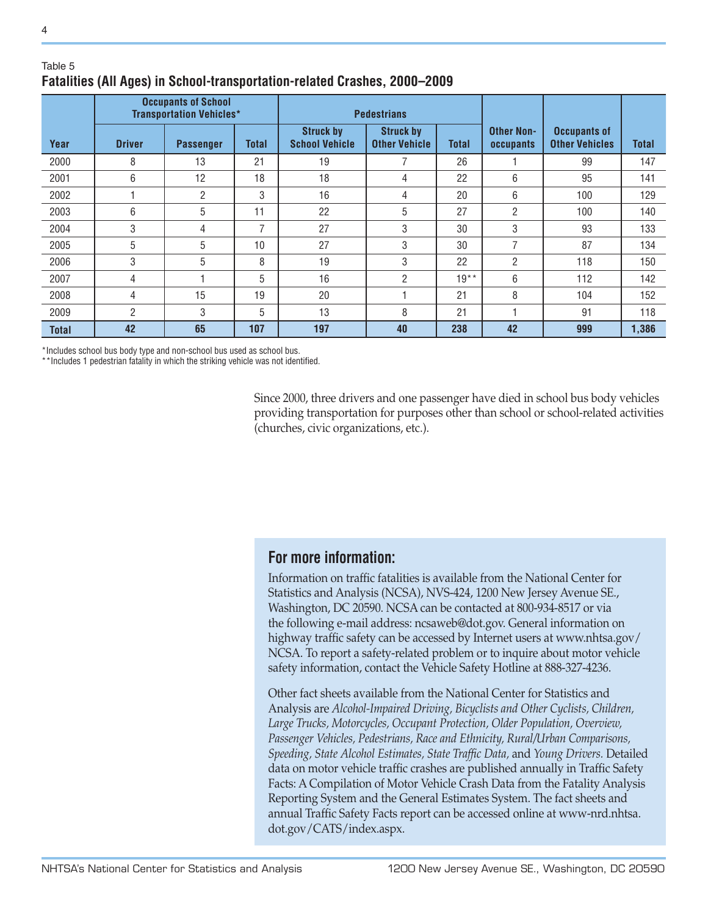Table 5

**Fatalities (All Ages) in School-transportation-related Crashes, 2000–2009**

| Year | Occupants of School Transportation Vehicles* | | | Pedestrians | | | Other Non-occupants | Occupants of Other Vehicles | Total |
|---|---|---|---|---|---|---|---|---|---|
| | Driver | Passenger | Total | Struck by School Vehicle | Struck by Other Vehicle | Total | | | |
| 2000 | 8 | 13 | 21 | 19 | 7 | 26 | 1 | 99 | 147 |
| 2001 | 6 | 12 | 18 | 18 | 4 | 22 | 6 | 95 | 141 |
| 2002 | 1 | 2 | 3 | 16 | 4 | 20 | 6 | 100 | 129 |
| 2003 | 6 | 5 | 11 | 22 | 5 | 27 | 2 | 100 | 140 |
| 2004 | 3 | 4 | 7 | 27 | 3 | 30 | 3 | 93 | 133 |
| 2005 | 5 | 5 | 10 | 27 | 3 | 30 | 7 | 87 | 134 |
| 2006 | 3 | 5 | 8 | 19 | 3 | 22 | 2 | 118 | 150 |
| 2007 | 4 | 1 | 5 | 16 | 2 | 19** | 6 | 112 | 142 |
| 2008 | 4 | 15 | 19 | 20 | 1 | 21 | 8 | 104 | 152 |
| 2009 | 2 | 3 | 5 | 13 | 8 | 21 | 1 | 91 | 118 |
| **Total** | **42** | **65** | **107** | **197** | **40** | **238** | **42** | **999** | **1,386** |

*Includes school bus body type and non-school bus used as school bus.
**Includes 1 pedestrian fatality in which the striking vehicle was not identified.

Since 2000, three drivers and one passenger have died in school bus body vehicles providing transportation for purposes other than school or school-related activities (churches, civic organizations, etc.).

## For more information:

Information on traffic fatalities is available from the National Center for Statistics and Analysis (NCSA), NVS-424, 1200 New Jersey Avenue SE., Washington, DC 20590. NCSA can be contacted at 800-934-8517 or via the following e-mail address: ncsaweb@dot.gov. General information on highway traffic safety can be accessed by Internet users at www.nhtsa.gov/NCSA. To report a safety-related problem or to inquire about motor vehicle safety information, contact the Vehicle Safety Hotline at 888-327-4236.

Other fact sheets available from the National Center for Statistics and Analysis are *Alcohol-Impaired Driving, Bicyclists and Other Cyclists, Children, Large Trucks, Motorcycles, Occupant Protection, Older Population, Overview, Passenger Vehicles, Pedestrians, Race and Ethnicity, Rural/Urban Comparisons, Speeding, State Alcohol Estimates, State Traffic Data,* and *Young Drivers.* Detailed data on motor vehicle traffic crashes are published annually in Traffic Safety Facts: A Compilation of Motor Vehicle Crash Data from the Fatality Analysis Reporting System and the General Estimates System. The fact sheets and annual Traffic Safety Facts report can be accessed online at www-nrd.nhtsa.dot.gov/CATS/index.aspx.